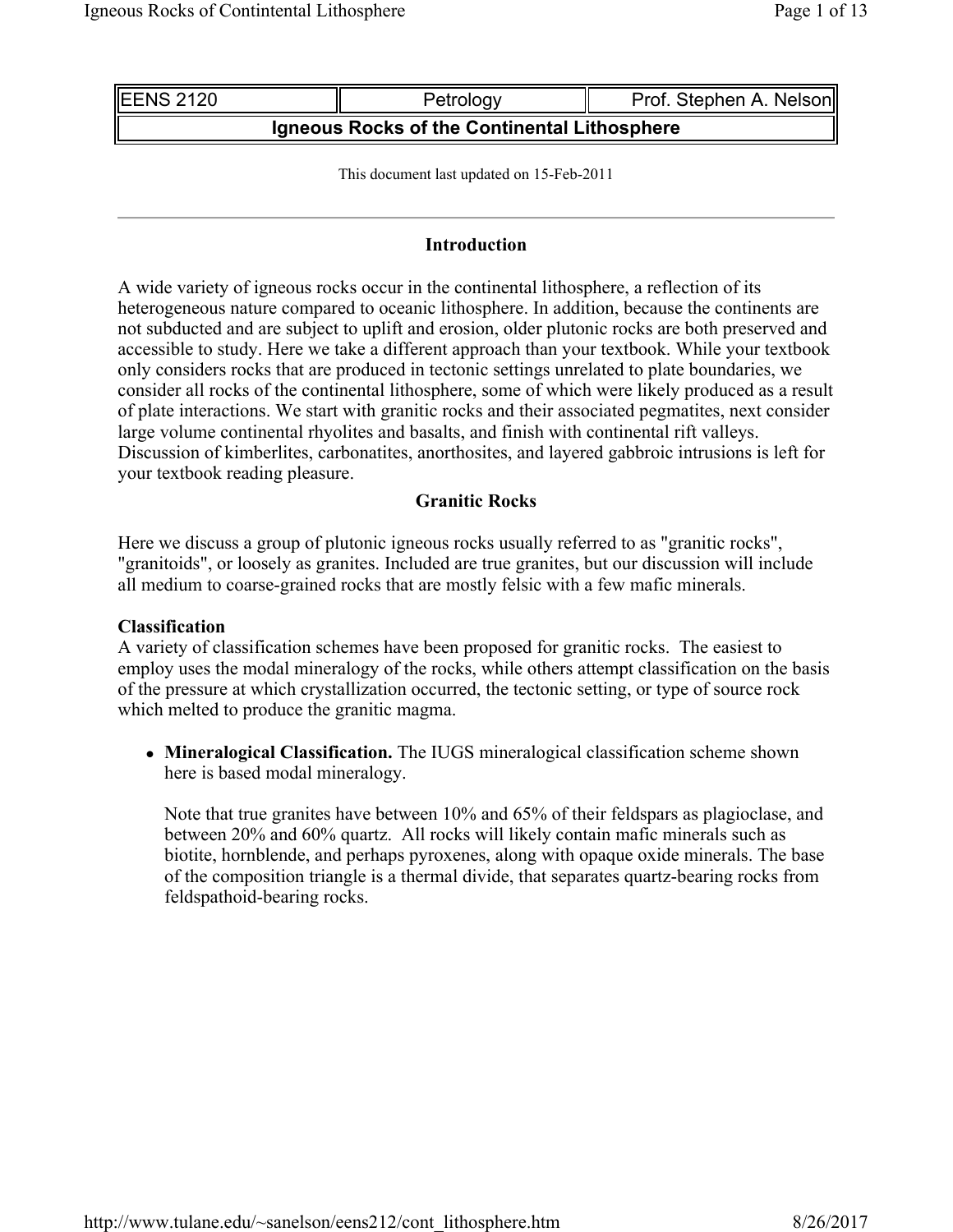| EENS 2120 | Petrology | Prof. Stephen A. Nelson |
|---|---|---|
| **Igneous Rocks of the Continental Lithosphere** | | |

This document last updated on 15-Feb-2011

## Introduction

A wide variety of igneous rocks occur in the continental lithosphere, a reflection of its heterogeneous nature compared to oceanic lithosphere. In addition, because the continents are not subducted and are subject to uplift and erosion, older plutonic rocks are both preserved and accessible to study. Here we take a different approach than your textbook. While your textbook only considers rocks that are produced in tectonic settings unrelated to plate boundaries, we consider all rocks of the continental lithosphere, some of which were likely produced as a result of plate interactions. We start with granitic rocks and their associated pegmatites, next consider large volume continental rhyolites and basalts, and finish with continental rift valleys. Discussion of kimberlites, carbonatites, anorthosites, and layered gabbroic intrusions is left for your textbook reading pleasure.

## Granitic Rocks

Here we discuss a group of plutonic igneous rocks usually referred to as "granitic rocks", "granitoids", or loosely as granites. Included are true granites, but our discussion will include all medium to coarse-grained rocks that are mostly felsic with a few mafic minerals.

### Classification

A variety of classification schemes have been proposed for granitic rocks. The easiest to employ uses the modal mineralogy of the rocks, while others attempt classification on the basis of the pressure at which crystallization occurred, the tectonic setting, or type of source rock which melted to produce the granitic magma.

- **Mineralogical Classification.** The IUGS mineralogical classification scheme shown here is based modal mineralogy.

  Note that true granites have between 10% and 65% of their feldspars as plagioclase, and between 20% and 60% quartz. All rocks will likely contain mafic minerals such as biotite, hornblende, and perhaps pyroxenes, along with opaque oxide minerals. The base of the composition triangle is a thermal divide, that separates quartz-bearing rocks from feldspathoid-bearing rocks.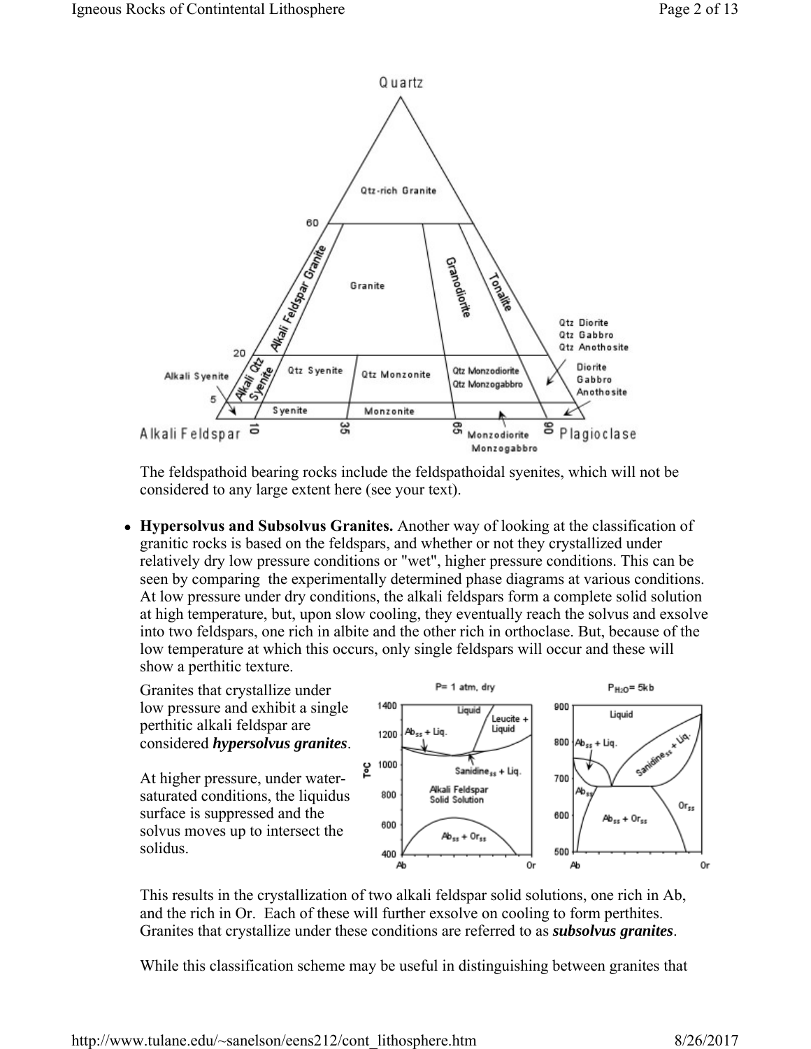The feldspathoid bearing rocks include the feldspathoidal syenites, which will not be considered to any large extent here (see your text).

- **Hypersolvus and Subsolvus Granites.** Another way of looking at the classification of granitic rocks is based on the feldspars, and whether or not they crystallized under relatively dry low pressure conditions or "wet", higher pressure conditions. This can be seen by comparing the experimentally determined phase diagrams at various conditions. At low pressure under dry conditions, the alkali feldspars form a complete solid solution at high temperature, but, upon slow cooling, they eventually reach the solvus and exsolve into two feldspars, one rich in albite and the other rich in orthoclase. But, because of the low temperature at which this occurs, only single feldspars will occur and these will show a perthitic texture.

  Granites that crystallize under low pressure and exhibit a single perthitic alkali feldspar are considered ***hypersolvus granites***.

  At higher pressure, under water-saturated conditions, the liquidus surface is suppressed and the solvus moves up to intersect the solidus.

  This results in the crystallization of two alkali feldspar solid solutions, one rich in Ab, and the rich in Or. Each of these will further exsolve on cooling to form perthites. Granites that crystallize under these conditions are referred to as ***subsolvus granites***.

  While this classification scheme may be useful in distinguishing between granites that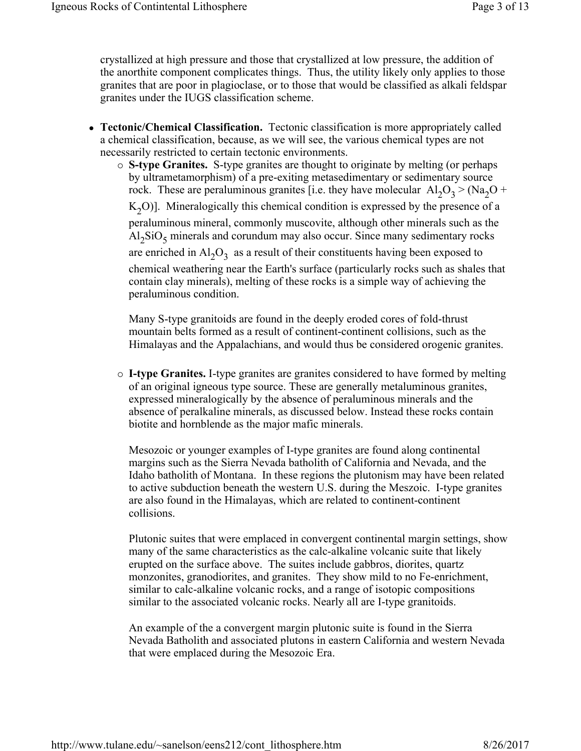crystallized at high pressure and those that crystallized at low pressure, the addition of the anorthite component complicates things. Thus, the utility likely only applies to those granites that are poor in plagioclase, or to those that would be classified as alkali feldspar granites under the IUGS classification scheme.

- **Tectonic/Chemical Classification.** Tectonic classification is more appropriately called a chemical classification, because, as we will see, the various chemical types are not necessarily restricted to certain tectonic environments.
  - **S-type Granites.** S-type granites are thought to originate by melting (or perhaps by ultrametamorphism) of a pre-exiting metasedimentary or sedimentary source rock. These are peraluminous granites [i.e. they have molecular $Al_2O_3 > (Na_2O + K_2O)$]. Mineralogically this chemical condition is expressed by the presence of a peraluminous mineral, commonly muscovite, although other minerals such as the $Al_2SiO_5$ minerals and corundum may also occur. Since many sedimentary rocks are enriched in $Al_2O_3$ as a result of their constituents having been exposed to chemical weathering near the Earth's surface (particularly rocks such as shales that contain clay minerals), melting of these rocks is a simple way of achieving the peraluminous condition.

    Many S-type granitoids are found in the deeply eroded cores of fold-thrust mountain belts formed as a result of continent-continent collisions, such as the Himalayas and the Appalachians, and would thus be considered orogenic granites.

  - **I-type Granites.** I-type granites are granites considered to have formed by melting of an original igneous type source. These are generally metaluminous granites, expressed mineralogically by the absence of peraluminous minerals and the absence of peralkaline minerals, as discussed below. Instead these rocks contain biotite and hornblende as the major mafic minerals.

    Mesozoic or younger examples of I-type granites are found along continental margins such as the Sierra Nevada batholith of California and Nevada, and the Idaho batholith of Montana. In these regions the plutonism may have been related to active subduction beneath the western U.S. during the Meszoic. I-type granites are also found in the Himalayas, which are related to continent-continent collisions.

    Plutonic suites that were emplaced in convergent continental margin settings, show many of the same characteristics as the calc-alkaline volcanic suite that likely erupted on the surface above. The suites include gabbros, diorites, quartz monzonites, granodiorites, and granites. They show mild to no Fe-enrichment, similar to calc-alkaline volcanic rocks, and a range of isotopic compositions similar to the associated volcanic rocks. Nearly all are I-type granitoids.

    An example of the a convergent margin plutonic suite is found in the Sierra Nevada Batholith and associated plutons in eastern California and western Nevada that were emplaced during the Mesozoic Era.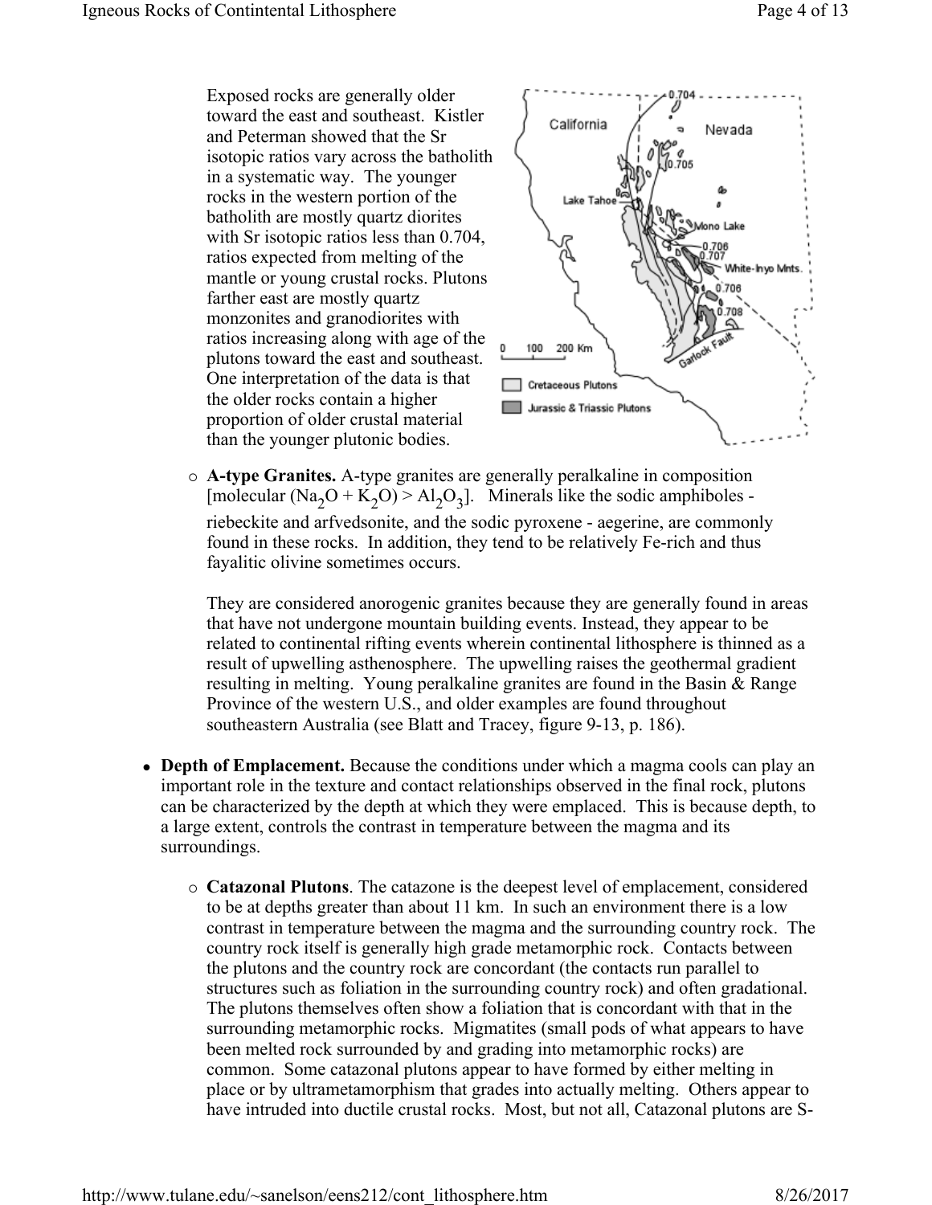Exposed rocks are generally older toward the east and southeast. Kistler and Peterman showed that the Sr isotopic ratios vary across the batholith in a systematic way. The younger rocks in the western portion of the batholith are mostly quartz diorites with Sr isotopic ratios less than 0.704, ratios expected from melting of the mantle or young crustal rocks. Plutons farther east are mostly quartz monzonites and granodiorites with ratios increasing along with age of the plutons toward the east and southeast. One interpretation of the data is that the older rocks contain a higher proportion of older crustal material than the younger plutonic bodies.

- **A-type Granites.** A-type granites are generally peralkaline in composition [molecular ($Na_2O + K_2O$) > $Al_2O_3$]. Minerals like the sodic amphiboles - riebeckite and arfvedsonite, and the sodic pyroxene - aegerine, are commonly found in these rocks. In addition, they tend to be relatively Fe-rich and thus fayalitic olivine sometimes occurs.

  They are considered anorogenic granites because they are generally found in areas that have not undergone mountain building events. Instead, they appear to be related to continental rifting events wherein continental lithosphere is thinned as a result of upwelling asthenosphere. The upwelling raises the geothermal gradient resulting in melting. Young peralkaline granites are found in the Basin & Range Province of the western U.S., and older examples are found throughout southeastern Australia (see Blatt and Tracey, figure 9-13, p. 186).

- **Depth of Emplacement.** Because the conditions under which a magma cools can play an important role in the texture and contact relationships observed in the final rock, plutons can be characterized by the depth at which they were emplaced. This is because depth, to a large extent, controls the contrast in temperature between the magma and its surroundings.

  - **Catazonal Plutons**. The catazone is the deepest level of emplacement, considered to be at depths greater than about 11 km. In such an environment there is a low contrast in temperature between the magma and the surrounding country rock. The country rock itself is generally high grade metamorphic rock. Contacts between the plutons and the country rock are concordant (the contacts run parallel to structures such as foliation in the surrounding country rock) and often gradational. The plutons themselves often show a foliation that is concordant with that in the surrounding metamorphic rocks. Migmatites (small pods of what appears to have been melted rock surrounded by and grading into metamorphic rocks) are common. Some catazonal plutons appear to have formed by either melting in place or by ultrametamorphism that grades into actually melting. Others appear to have intruded into ductile crustal rocks. Most, but not all, Catazonal plutons are S-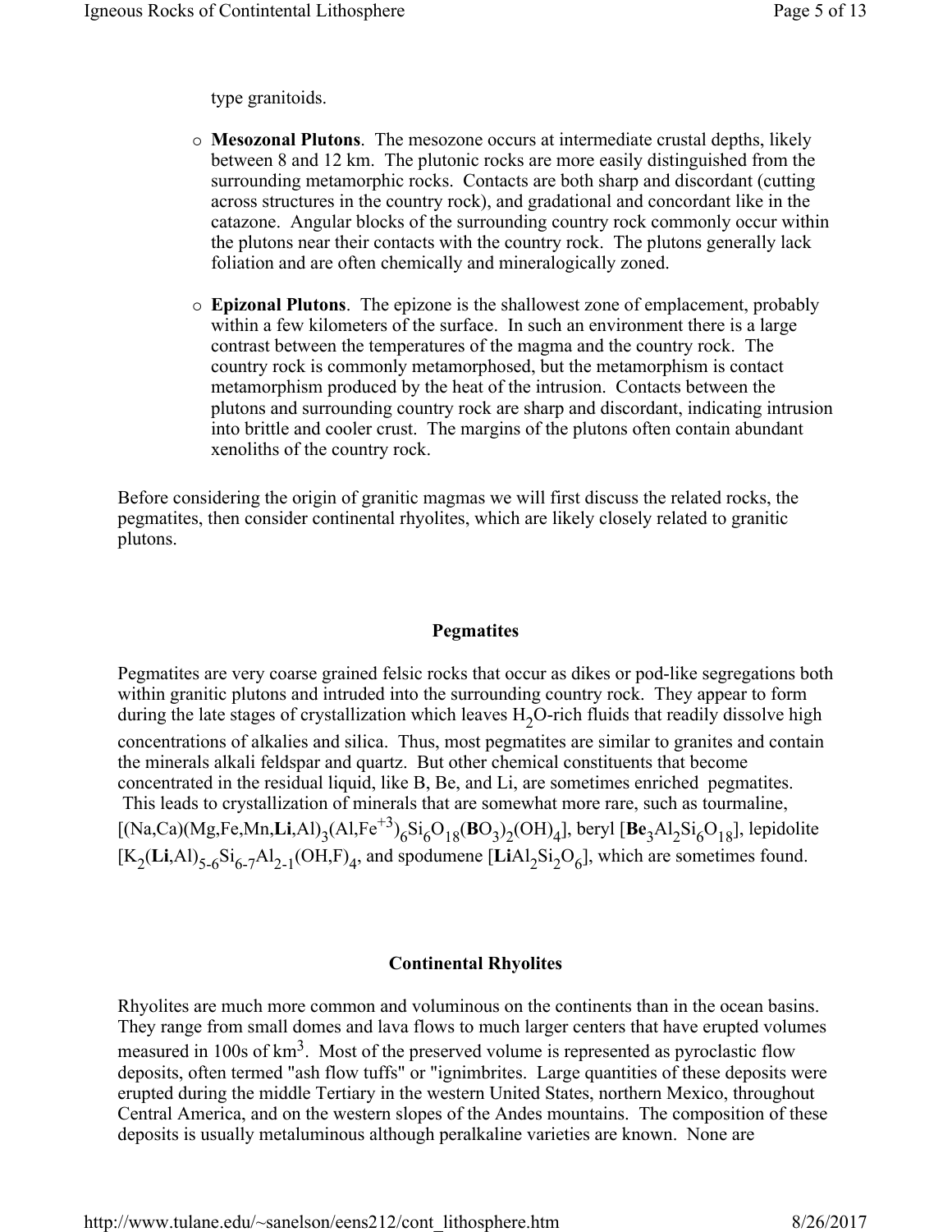type granitoids.

- **Mesozonal Plutons**. The mesozone occurs at intermediate crustal depths, likely between 8 and 12 km. The plutonic rocks are more easily distinguished from the surrounding metamorphic rocks. Contacts are both sharp and discordant (cutting across structures in the country rock), and gradational and concordant like in the catazone. Angular blocks of the surrounding country rock commonly occur within the plutons near their contacts with the country rock. The plutons generally lack foliation and are often chemically and mineralogically zoned.

- **Epizonal Plutons**. The epizone is the shallowest zone of emplacement, probably within a few kilometers of the surface. In such an environment there is a large contrast between the temperatures of the magma and the country rock. The country rock is commonly metamorphosed, but the metamorphism is contact metamorphism produced by the heat of the intrusion. Contacts between the plutons and surrounding country rock are sharp and discordant, indicating intrusion into brittle and cooler crust. The margins of the plutons often contain abundant xenoliths of the country rock.

Before considering the origin of granitic magmas we will first discuss the related rocks, the pegmatites, then consider continental rhyolites, which are likely closely related to granitic plutons.

## Pegmatites

Pegmatites are very coarse grained felsic rocks that occur as dikes or pod-like segregations both within granitic plutons and intruded into the surrounding country rock. They appear to form during the late stages of crystallization which leaves $H_2O$-rich fluids that readily dissolve high concentrations of alkalies and silica. Thus, most pegmatites are similar to granites and contain the minerals alkali feldspar and quartz. But other chemical constituents that become concentrated in the residual liquid, like B, Be, and Li, are sometimes enriched pegmatites. This leads to crystallization of minerals that are somewhat more rare, such as tourmaline, [$(Na,Ca)(Mg,Fe,Mn,\mathbf{Li},Al)_3(Al,Fe^{+3})_6Si_6O_{18}(\mathbf{B}O_3)_2(OH)_4$], beryl [$\mathbf{Be}_3Al_2Si_6O_{18}$], lepidolite [$K_2(\mathbf{Li},Al)_{5\text{-}6}Si_{6\text{-}7}Al_{2\text{-}1}(OH,F)_4$], and spodumene [$\mathbf{Li}Al_2Si_2O_6$], which are sometimes found.

## Continental Rhyolites

Rhyolites are much more common and voluminous on the continents than in the ocean basins. They range from small domes and lava flows to much larger centers that have erupted volumes measured in 100s of $km^3$. Most of the preserved volume is represented as pyroclastic flow deposits, often termed "ash flow tuffs" or "ignimbrites. Large quantities of these deposits were erupted during the middle Tertiary in the western United States, northern Mexico, throughout Central America, and on the western slopes of the Andes mountains. The composition of these deposits is usually metaluminous although peralkaline varieties are known. None are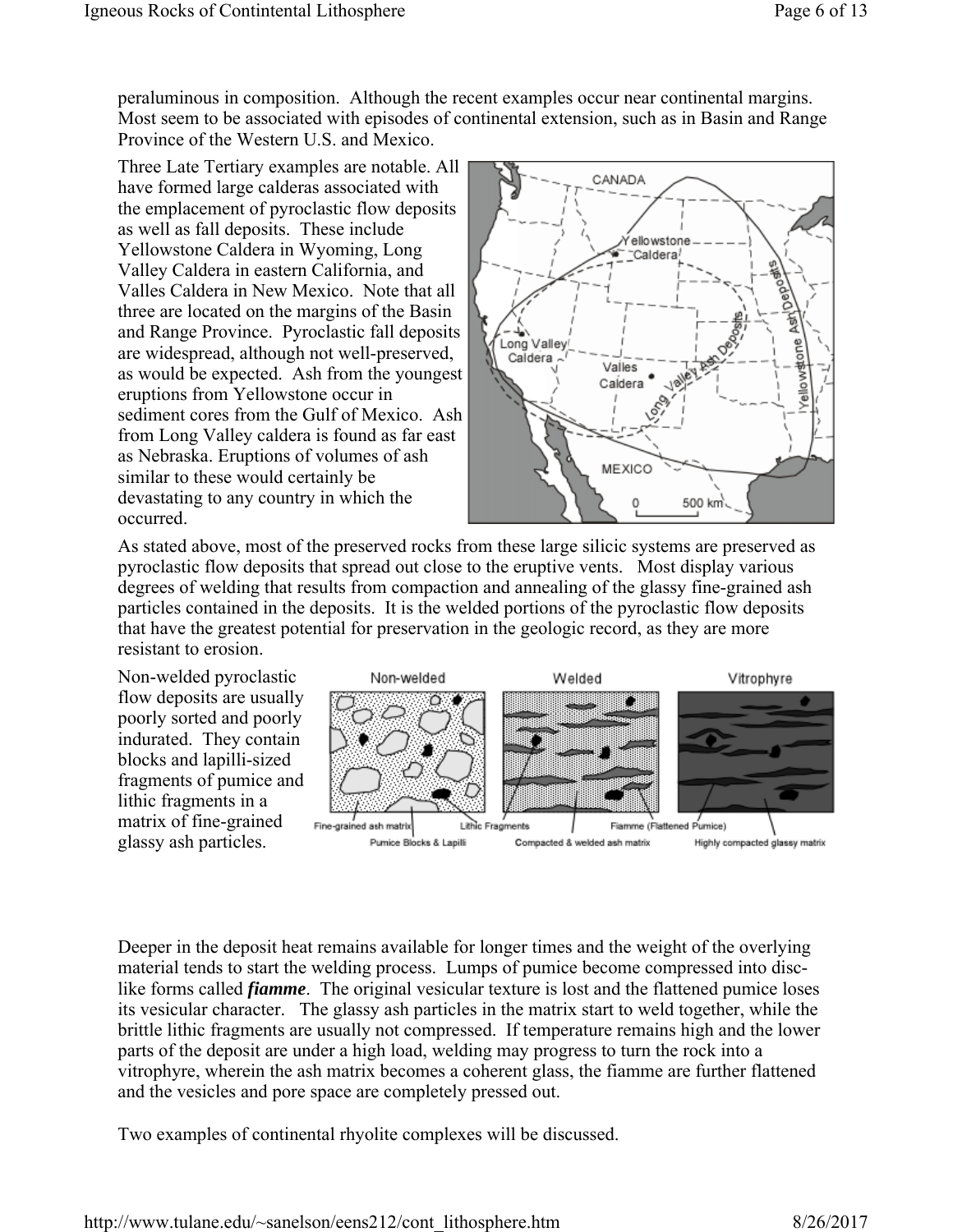peraluminous in composition. Although the recent examples occur near continental margins. Most seem to be associated with episodes of continental extension, such as in Basin and Range Province of the Western U.S. and Mexico.

Three Late Tertiary examples are notable. All have formed large calderas associated with the emplacement of pyroclastic flow deposits as well as fall deposits. These include Yellowstone Caldera in Wyoming, Long Valley Caldera in eastern California, and Valles Caldera in New Mexico. Note that all three are located on the margins of the Basin and Range Province. Pyroclastic fall deposits are widespread, although not well-preserved, as would be expected. Ash from the youngest eruptions from Yellowstone occur in sediment cores from the Gulf of Mexico. Ash from Long Valley caldera is found as far east as Nebraska. Eruptions of volumes of ash similar to these would certainly be devastating to any country in which the occurred.

As stated above, most of the preserved rocks from these large silicic systems are preserved as pyroclastic flow deposits that spread out close to the eruptive vents. Most display various degrees of welding that results from compaction and annealing of the glassy fine-grained ash particles contained in the deposits. It is the welded portions of the pyroclastic flow deposits that have the greatest potential for preservation in the geologic record, as they are more resistant to erosion.

Non-welded pyroclastic flow deposits are usually poorly sorted and poorly indurated. They contain blocks and lapilli-sized fragments of pumice and lithic fragments in a matrix of fine-grained glassy ash particles.

Deeper in the deposit heat remains available for longer times and the weight of the overlying material tends to start the welding process. Lumps of pumice become compressed into disc-like forms called ***fiamme***. The original vesicular texture is lost and the flattened pumice loses its vesicular character. The glassy ash particles in the matrix start to weld together, while the brittle lithic fragments are usually not compressed. If temperature remains high and the lower parts of the deposit are under a high load, welding may progress to turn the rock into a vitrophyre, wherein the ash matrix becomes a coherent glass, the fiamme are further flattened and the vesicles and pore space are completely pressed out.

Two examples of continental rhyolite complexes will be discussed.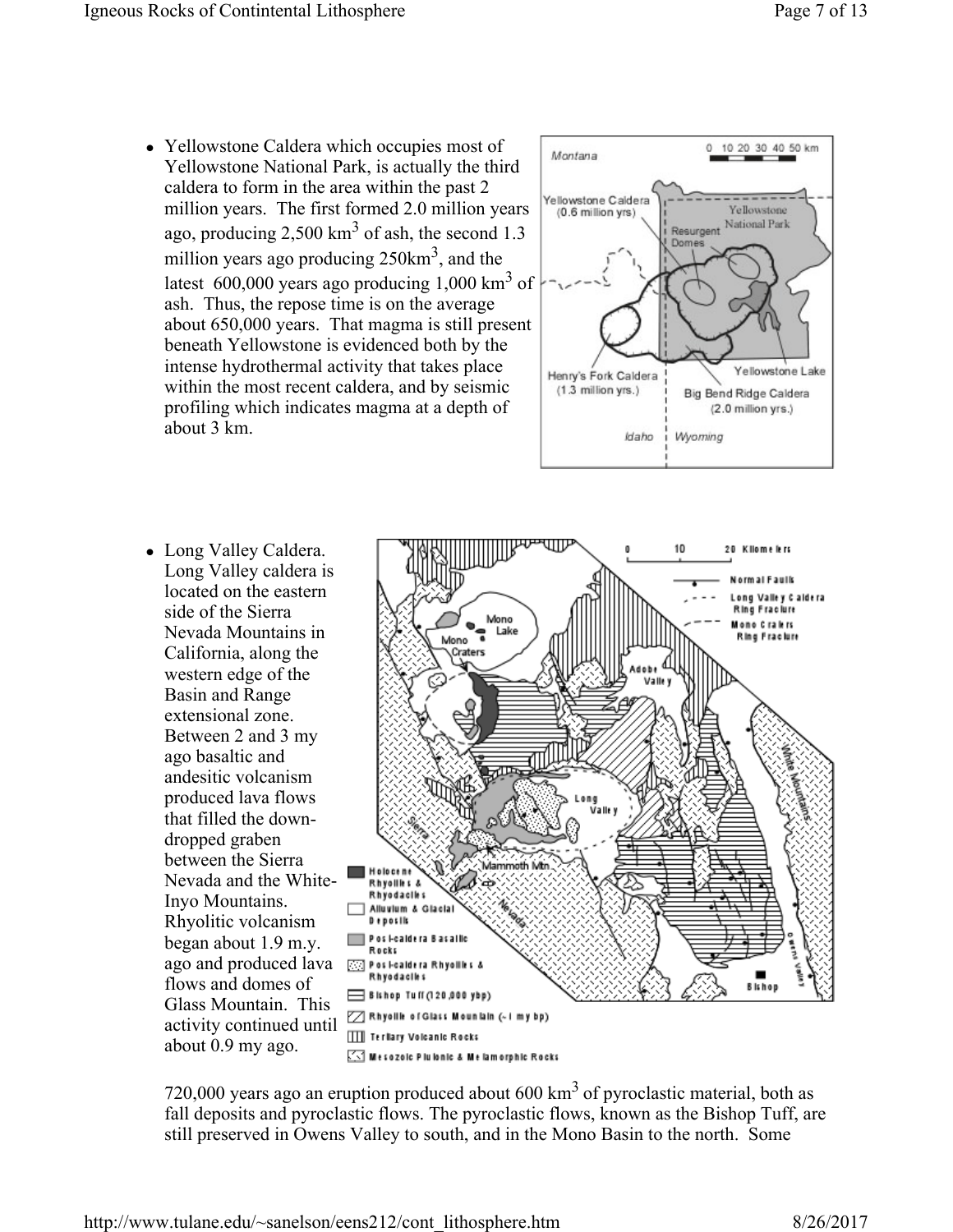- Yellowstone Caldera which occupies most of Yellowstone National Park, is actually the third caldera to form in the area within the past 2 million years. The first formed 2.0 million years ago, producing 2,500 km$^3$ of ash, the second 1.3 million years ago producing 250km$^3$, and the latest 600,000 years ago producing 1,000 km$^3$ of ash. Thus, the repose time is on the average about 650,000 years. That magma is still present beneath Yellowstone is evidenced both by the intense hydrothermal activity that takes place within the most recent caldera, and by seismic profiling which indicates magma at a depth of about 3 km.

- Long Valley Caldera. Long Valley caldera is located on the eastern side of the Sierra Nevada Mountains in California, along the western edge of the Basin and Range extensional zone. Between 2 and 3 my ago basaltic and andesitic volcanism produced lava flows that filled the down-dropped graben between the Sierra Nevada and the White-Inyo Mountains. Rhyolitic volcanism began about 1.9 m.y. ago and produced lava flows and domes of Glass Mountain. This activity continued until about 0.9 my ago.

720,000 years ago an eruption produced about 600 km$^3$ of pyroclastic material, both as fall deposits and pyroclastic flows. The pyroclastic flows, known as the Bishop Tuff, are still preserved in Owens Valley to south, and in the Mono Basin to the north. Some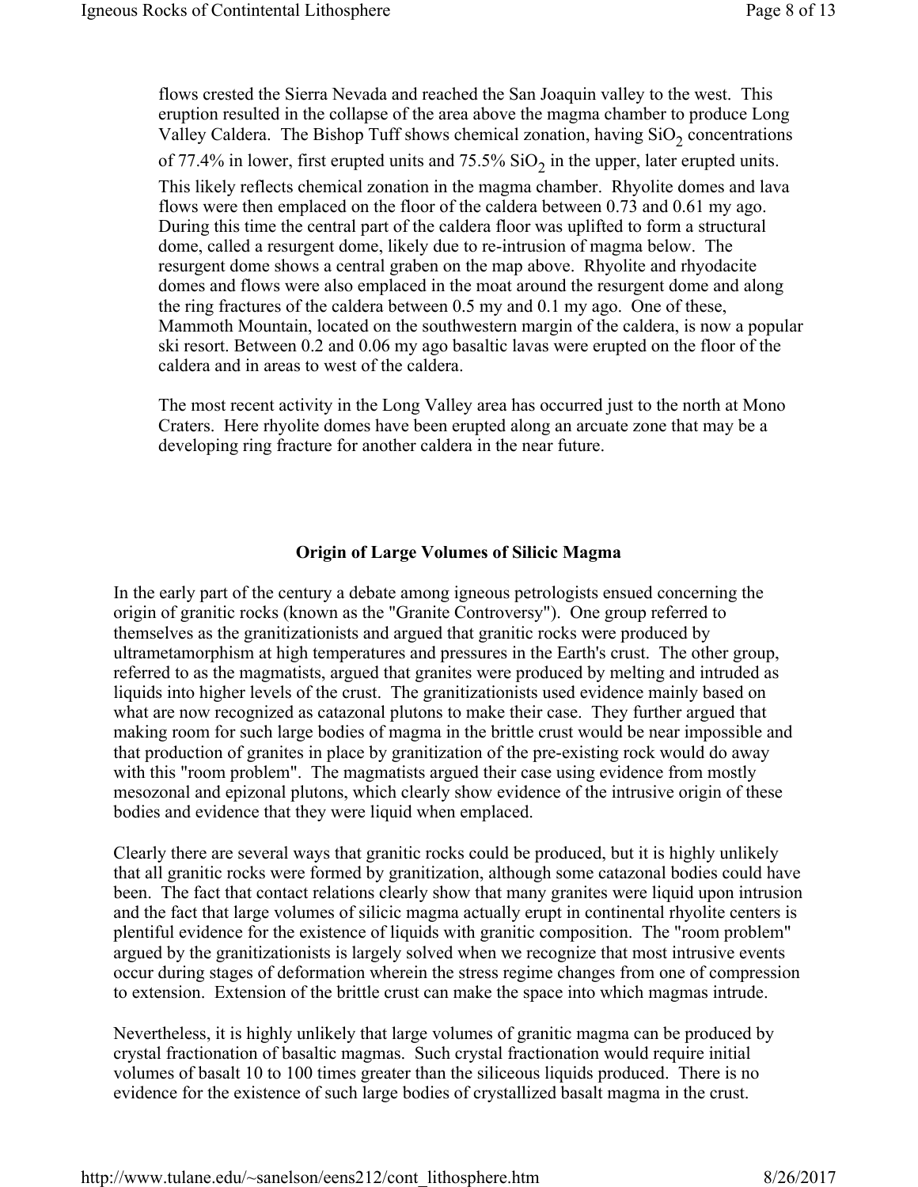flows crested the Sierra Nevada and reached the San Joaquin valley to the west. This eruption resulted in the collapse of the area above the magma chamber to produce Long Valley Caldera. The Bishop Tuff shows chemical zonation, having $SiO_2$ concentrations of 77.4% in lower, first erupted units and 75.5% $SiO_2$ in the upper, later erupted units. This likely reflects chemical zonation in the magma chamber. Rhyolite domes and lava flows were then emplaced on the floor of the caldera between 0.73 and 0.61 my ago. During this time the central part of the caldera floor was uplifted to form a structural dome, called a resurgent dome, likely due to re-intrusion of magma below. The resurgent dome shows a central graben on the map above. Rhyolite and rhyodacite domes and flows were also emplaced in the moat around the resurgent dome and along the ring fractures of the caldera between 0.5 my and 0.1 my ago. One of these, Mammoth Mountain, located on the southwestern margin of the caldera, is now a popular ski resort. Between 0.2 and 0.06 my ago basaltic lavas were erupted on the floor of the caldera and in areas to west of the caldera.

The most recent activity in the Long Valley area has occurred just to the north at Mono Craters. Here rhyolite domes have been erupted along an arcuate zone that may be a developing ring fracture for another caldera in the near future.

## Origin of Large Volumes of Silicic Magma

In the early part of the century a debate among igneous petrologists ensued concerning the origin of granitic rocks (known as the "Granite Controversy"). One group referred to themselves as the granitizationists and argued that granitic rocks were produced by ultrametamorphism at high temperatures and pressures in the Earth's crust. The other group, referred to as the magmatists, argued that granites were produced by melting and intruded as liquids into higher levels of the crust. The granitizationists used evidence mainly based on what are now recognized as catazonal plutons to make their case. They further argued that making room for such large bodies of magma in the brittle crust would be near impossible and that production of granites in place by granitization of the pre-existing rock would do away with this "room problem". The magmatists argued their case using evidence from mostly mesozonal and epizonal plutons, which clearly show evidence of the intrusive origin of these bodies and evidence that they were liquid when emplaced.

Clearly there are several ways that granitic rocks could be produced, but it is highly unlikely that all granitic rocks were formed by granitization, although some catazonal bodies could have been. The fact that contact relations clearly show that many granites were liquid upon intrusion and the fact that large volumes of silicic magma actually erupt in continental rhyolite centers is plentiful evidence for the existence of liquids with granitic composition. The "room problem" argued by the granitizationists is largely solved when we recognize that most intrusive events occur during stages of deformation wherein the stress regime changes from one of compression to extension. Extension of the brittle crust can make the space into which magmas intrude.

Nevertheless, it is highly unlikely that large volumes of granitic magma can be produced by crystal fractionation of basaltic magmas. Such crystal fractionation would require initial volumes of basalt 10 to 100 times greater than the siliceous liquids produced. There is no evidence for the existence of such large bodies of crystallized basalt magma in the crust.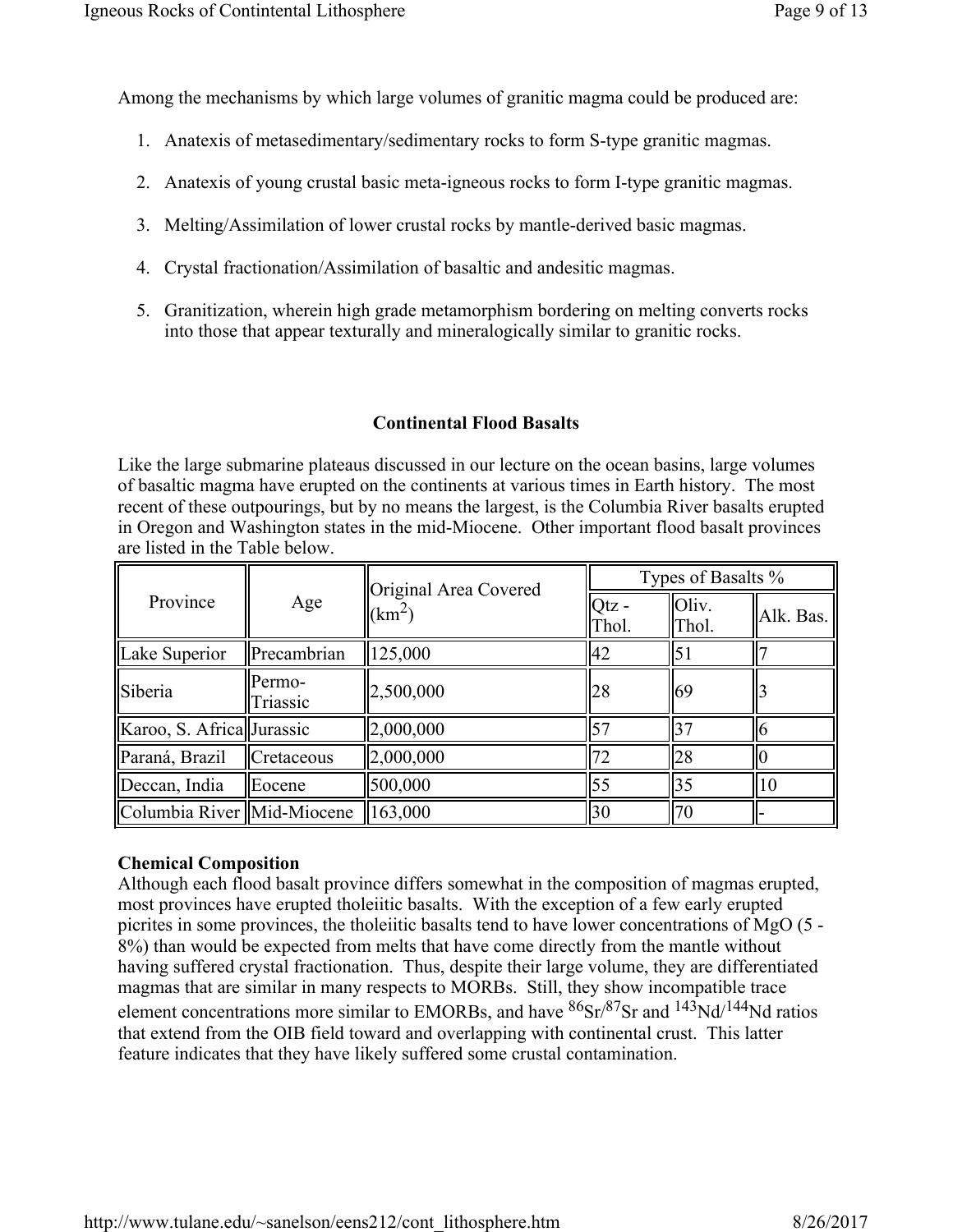Among the mechanisms by which large volumes of granitic magma could be produced are:

1. Anatexis of metasedimentary/sedimentary rocks to form S-type granitic magmas.
2. Anatexis of young crustal basic meta-igneous rocks to form I-type granitic magmas.
3. Melting/Assimilation of lower crustal rocks by mantle-derived basic magmas.
4. Crystal fractionation/Assimilation of basaltic and andesitic magmas.
5. Granitization, wherein high grade metamorphism bordering on melting converts rocks into those that appear texturally and mineralogically similar to granitic rocks.

## Continental Flood Basalts

Like the large submarine plateaus discussed in our lecture on the ocean basins, large volumes of basaltic magma have erupted on the continents at various times in Earth history. The most recent of these outpourings, but by no means the largest, is the Columbia River basalts erupted in Oregon and Washington states in the mid-Miocene. Other important flood basalt provinces are listed in the Table below.

| Province | Age | Original Area Covered ($km^2$) | Types of Basalts % | | |
|---|---|---|---|---|---|
| | | | Qtz - Thol. | Oliv. Thol. | Alk. Bas. |
| Lake Superior | Precambrian | 125,000 | 42 | 51 | 7 |
| Siberia | Permo-Triassic | 2,500,000 | 28 | 69 | 3 |
| Karoo, S. Africa | Jurassic | 2,000,000 | 57 | 37 | 6 |
| Paraná, Brazil | Cretaceous | 2,000,000 | 72 | 28 | 0 |
| Deccan, India | Eocene | 500,000 | 55 | 35 | 10 |
| Columbia River | Mid-Miocene | 163,000 | 30 | 70 | - |

**Chemical Composition**

Although each flood basalt province differs somewhat in the composition of magmas erupted, most provinces have erupted tholeiitic basalts. With the exception of a few early erupted picrites in some provinces, the tholeiitic basalts tend to have lower concentrations of MgO (5 - 8%) than would be expected from melts that have come directly from the mantle without having suffered crystal fractionation. Thus, despite their large volume, they are differentiated magmas that are similar in many respects to MORBs. Still, they show incompatible trace element concentrations more similar to EMORBs, and have $^{86}Sr/^{87}Sr$ and $^{143}Nd/^{144}Nd$ ratios that extend from the OIB field toward and overlapping with continental crust. This latter feature indicates that they have likely suffered some crustal contamination.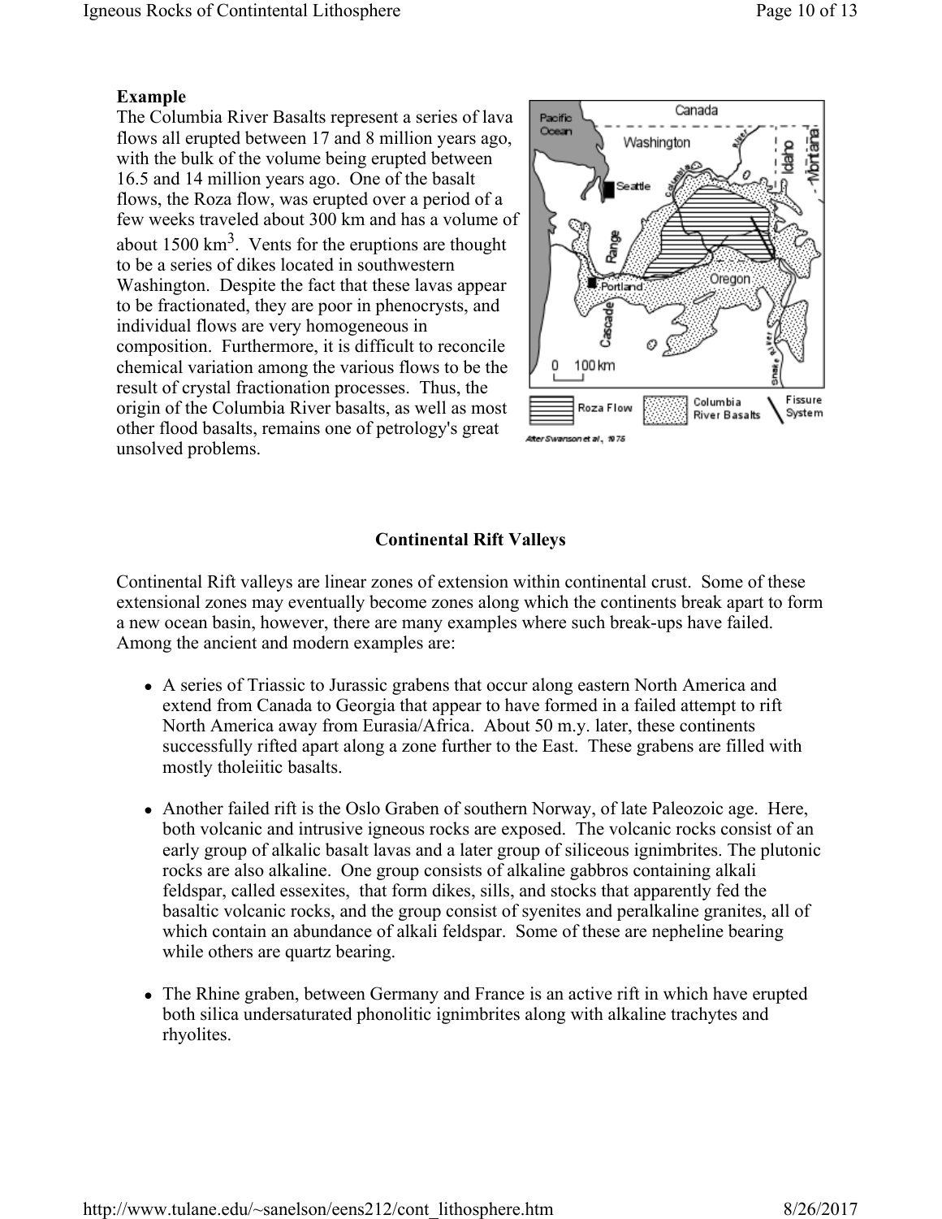**Example**

The Columbia River Basalts represent a series of lava flows all erupted between 17 and 8 million years ago, with the bulk of the volume being erupted between 16.5 and 14 million years ago. One of the basalt flows, the Roza flow, was erupted over a period of a few weeks traveled about 300 km and has a volume of about 1500 km$^3$. Vents for the eruptions are thought to be a series of dikes located in southwestern Washington. Despite the fact that these lavas appear to be fractionated, they are poor in phenocrysts, and individual flows are very homogeneous in composition. Furthermore, it is difficult to reconcile chemical variation among the various flows to be the result of crystal fractionation processes. Thus, the origin of the Columbia River basalts, as well as most other flood basalts, remains one of petrology's great unsolved problems.

After Swanson et al., 1975

## Continental Rift Valleys

Continental Rift valleys are linear zones of extension within continental crust. Some of these extensional zones may eventually become zones along which the continents break apart to form a new ocean basin, however, there are many examples where such break-ups have failed. Among the ancient and modern examples are:

- A series of Triassic to Jurassic grabens that occur along eastern North America and extend from Canada to Georgia that appear to have formed in a failed attempt to rift North America away from Eurasia/Africa. About 50 m.y. later, these continents successfully rifted apart along a zone further to the East. These grabens are filled with mostly tholeiitic basalts.

- Another failed rift is the Oslo Graben of southern Norway, of late Paleozoic age. Here, both volcanic and intrusive igneous rocks are exposed. The volcanic rocks consist of an early group of alkalic basalt lavas and a later group of siliceous ignimbrites. The plutonic rocks are also alkaline. One group consists of alkaline gabbros containing alkali feldspar, called essexites, that form dikes, sills, and stocks that apparently fed the basaltic volcanic rocks, and the group consist of syenites and peralkaline granites, all of which contain an abundance of alkali feldspar. Some of these are nepheline bearing while others are quartz bearing.

- The Rhine graben, between Germany and France is an active rift in which have erupted both silica undersaturated phonolitic ignimbrites along with alkaline trachytes and rhyolites.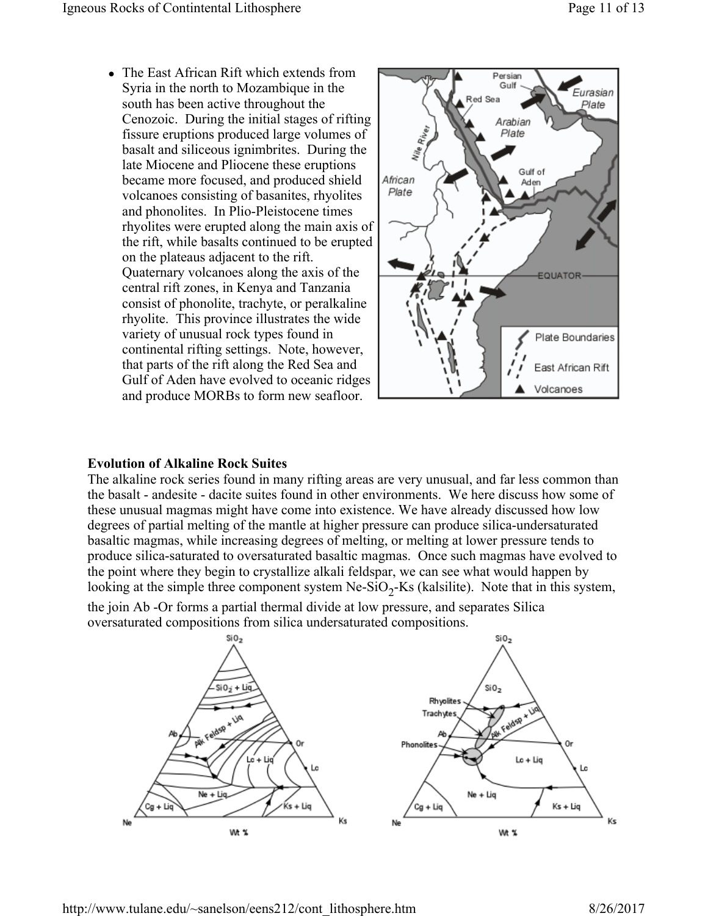- The East African Rift which extends from Syria in the north to Mozambique in the south has been active throughout the Cenozoic. During the initial stages of rifting fissure eruptions produced large volumes of basalt and siliceous ignimbrites. During the late Miocene and Pliocene these eruptions became more focused, and produced shield volcanoes consisting of basanites, rhyolites and phonolites. In Plio-Pleistocene times rhyolites were erupted along the main axis of the rift, while basalts continued to be erupted on the plateaus adjacent to the rift. Quaternary volcanoes along the axis of the central rift zones, in Kenya and Tanzania consist of phonolite, trachyte, or peralkaline rhyolite. This province illustrates the wide variety of unusual rock types found in continental rifting settings. Note, however, that parts of the rift along the Red Sea and Gulf of Aden have evolved to oceanic ridges and produce MORBs to form new seafloor.

### Evolution of Alkaline Rock Suites

The alkaline rock series found in many rifting areas are very unusual, and far less common than the basalt - andesite - dacite suites found in other environments. We here discuss how some of these unusual magmas might have come into existence. We have already discussed how low degrees of partial melting of the mantle at higher pressure can produce silica-undersaturated basaltic magmas, while increasing degrees of melting, or melting at lower pressure tends to produce silica-saturated to oversaturated basaltic magmas. Once such magmas have evolved to the point where they begin to crystallize alkali feldspar, we can see what would happen by looking at the simple three component system Ne-$SiO_2$-Ks (kalsilite). Note that in this system, the join Ab -Or forms a partial thermal divide at low pressure, and separates Silica oversaturated compositions from silica undersaturated compositions.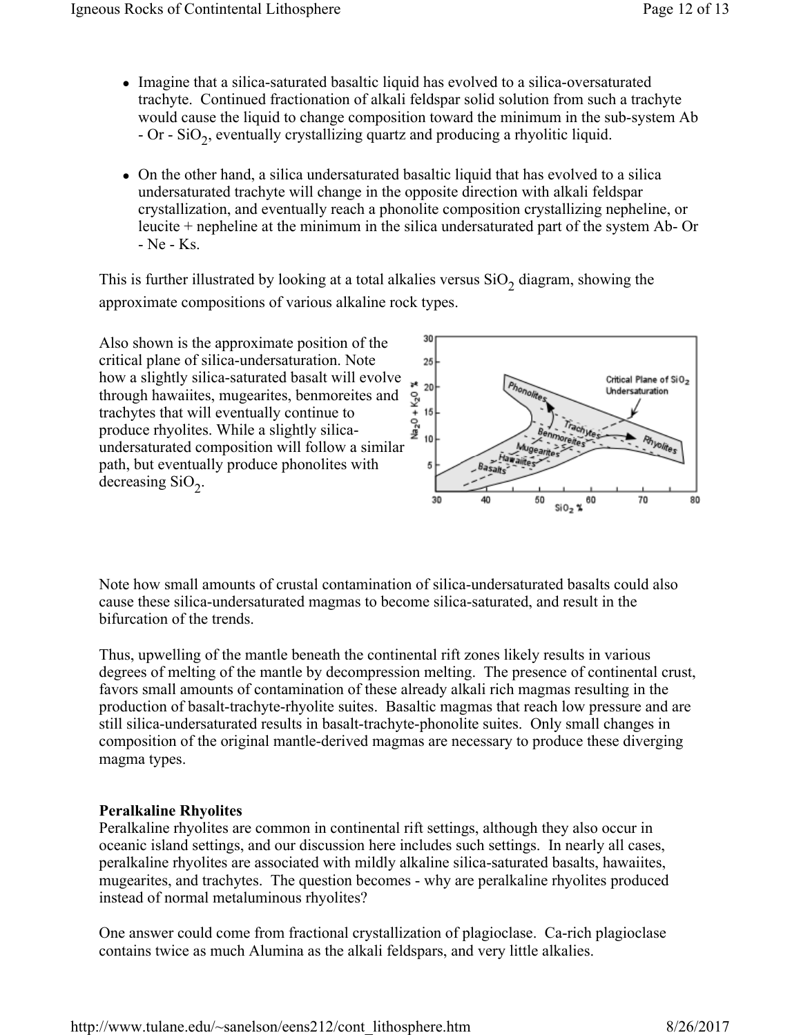- Imagine that a silica-saturated basaltic liquid has evolved to a silica-oversaturated trachyte. Continued fractionation of alkali feldspar solid solution from such a trachyte would cause the liquid to change composition toward the minimum in the sub-system Ab - Or - $SiO_2$, eventually crystallizing quartz and producing a rhyolitic liquid.

- On the other hand, a silica undersaturated basaltic liquid that has evolved to a silica undersaturated trachyte will change in the opposite direction with alkali feldspar crystallization, and eventually reach a phonolite composition crystallizing nepheline, or leucite + nepheline at the minimum in the silica undersaturated part of the system Ab- Or - Ne - Ks.

This is further illustrated by looking at a total alkalies versus $SiO_2$ diagram, showing the approximate compositions of various alkaline rock types.

Also shown is the approximate position of the critical plane of silica-undersaturation. Note how a slightly silica-saturated basalt will evolve through hawaiites, mugearites, benmoreites and trachytes that will eventually continue to produce rhyolites. While a slightly silica-undersaturated composition will follow a similar path, but eventually produce phonolites with decreasing $SiO_2$.

Note how small amounts of crustal contamination of silica-undersaturated basalts could also cause these silica-undersaturated magmas to become silica-saturated, and result in the bifurcation of the trends.

Thus, upwelling of the mantle beneath the continental rift zones likely results in various degrees of melting of the mantle by decompression melting. The presence of continental crust, favors small amounts of contamination of these already alkali rich magmas resulting in the production of basalt-trachyte-rhyolite suites. Basaltic magmas that reach low pressure and are still silica-undersaturated results in basalt-trachyte-phonolite suites. Only small changes in composition of the original mantle-derived magmas are necessary to produce these diverging magma types.

**Peralkaline Rhyolites**

Peralkaline rhyolites are common in continental rift settings, although they also occur in oceanic island settings, and our discussion here includes such settings. In nearly all cases, peralkaline rhyolites are associated with mildly alkaline silica-saturated basalts, hawaiites, mugearites, and trachytes. The question becomes - why are peralkaline rhyolites produced instead of normal metaluminous rhyolites?

One answer could come from fractional crystallization of plagioclase. Ca-rich plagioclase contains twice as much Alumina as the alkali feldspars, and very little alkalies.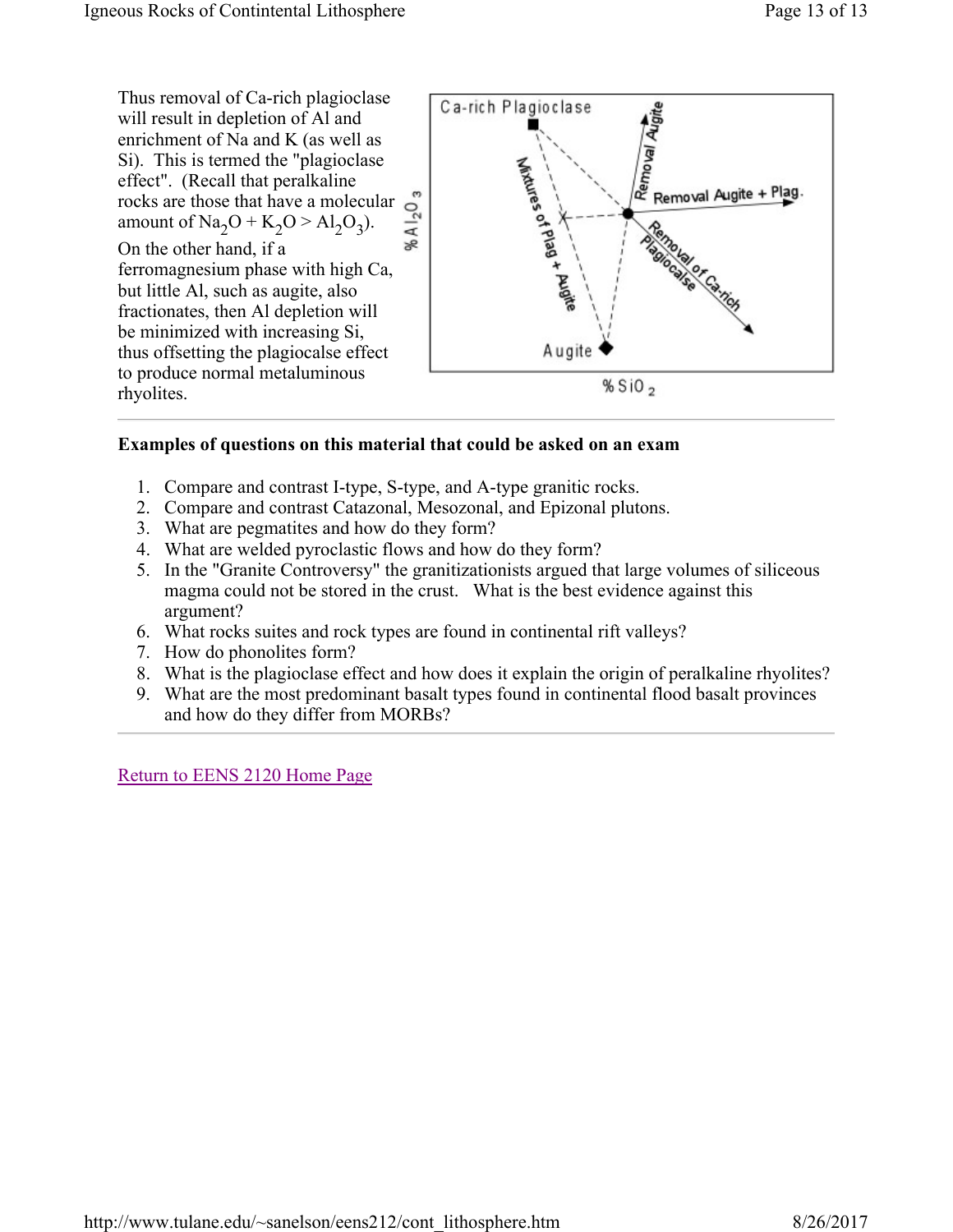Thus removal of Ca-rich plagioclase will result in depletion of Al and enrichment of Na and K (as well as Si). This is termed the "plagioclase effect". (Recall that peralkaline rocks are those that have a molecular amount of $Na_2O + K_2O > Al_2O_3$). On the other hand, if a ferromagnesium phase with high Ca, but little Al, such as augite, also fractionates, then Al depletion will be minimized with increasing Si, thus offsetting the plagiocalse effect to produce normal metaluminous rhyolites.

Ca-rich Plagioclase

Removal Augite

Removal Augite + Plag.

Mixtures of Plag + Augite

Removal of Ca-rich Plagiocalse

Augite

% $Al_2O_3$

% $SiO_2$

**Examples of questions on this material that could be asked on an exam**

1. Compare and contrast I-type, S-type, and A-type granitic rocks.
2. Compare and contrast Catazonal, Mesozonal, and Epizonal plutons.
3. What are pegmatites and how do they form?
4. What are welded pyroclastic flows and how do they form?
5. In the "Granite Controversy" the granitizationists argued that large volumes of siliceous magma could not be stored in the crust. What is the best evidence against this argument?
6. What rocks suites and rock types are found in continental rift valleys?
7. How do phonolites form?
8. What is the plagioclase effect and how does it explain the origin of peralkaline rhyolites?
9. What are the most predominant basalt types found in continental flood basalt provinces and how do they differ from MORBs?

Return to EENS 2120 Home Page